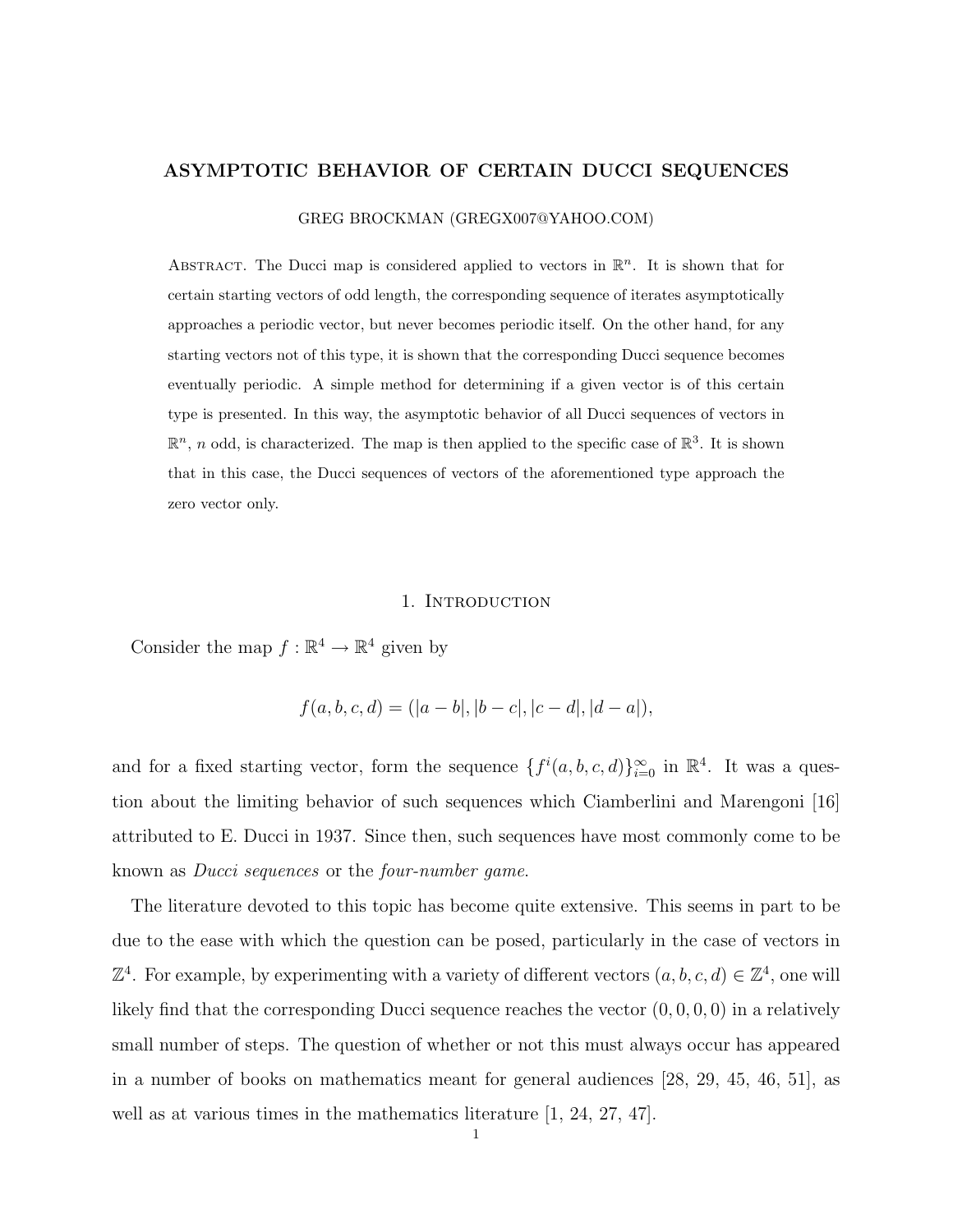# ASYMPTOTIC BEHAVIOR OF CERTAIN DUCCI SEQUENCES

GREG BROCKMAN (GREGX007@YAHOO.COM)

Abstract. The Ducci map is considered applied to vectors in $\mathbb{R}^n$. It is shown that for certain starting vectors of odd length, the corresponding sequence of iterates asymptotically approaches a periodic vector, but never becomes periodic itself. On the other hand, for any starting vectors not of this type, it is shown that the corresponding Ducci sequence becomes eventually periodic. A simple method for determining if a given vector is of this certain type is presented. In this way, the asymptotic behavior of all Ducci sequences of vectors in $\mathbb{R}^n$, $n$ odd, is characterized. The map is then applied to the specific case of $\mathbb{R}^3$. It is shown that in this case, the Ducci sequences of vectors of the aforementioned type approach the zero vector only.

## 1. Introduction

Consider the map $f : \mathbb{R}^4 \to \mathbb{R}^4$ given by

$$f(a, b, c, d) = (|a - b|, |b - c|, |c - d|, |d - a|),$$

and for a fixed starting vector, form the sequence $\{f^i(a, b, c, d)\}_{i=0}^{\infty}$ in $\mathbb{R}^4$. It was a question about the limiting behavior of such sequences which Ciamberlini and Marengoni [16] attributed to E. Ducci in 1937. Since then, such sequences have most commonly come to be known as *Ducci sequences* or the *four-number game*.

The literature devoted to this topic has become quite extensive. This seems in part to be due to the ease with which the question can be posed, particularly in the case of vectors in $\mathbb{Z}^4$. For example, by experimenting with a variety of different vectors $(a, b, c, d) \in \mathbb{Z}^4$, one will likely find that the corresponding Ducci sequence reaches the vector $(0, 0, 0, 0)$ in a relatively small number of steps. The question of whether or not this must always occur has appeared in a number of books on mathematics meant for general audiences [28, 29, 45, 46, 51], as well as at various times in the mathematics literature [1, 24, 27, 47].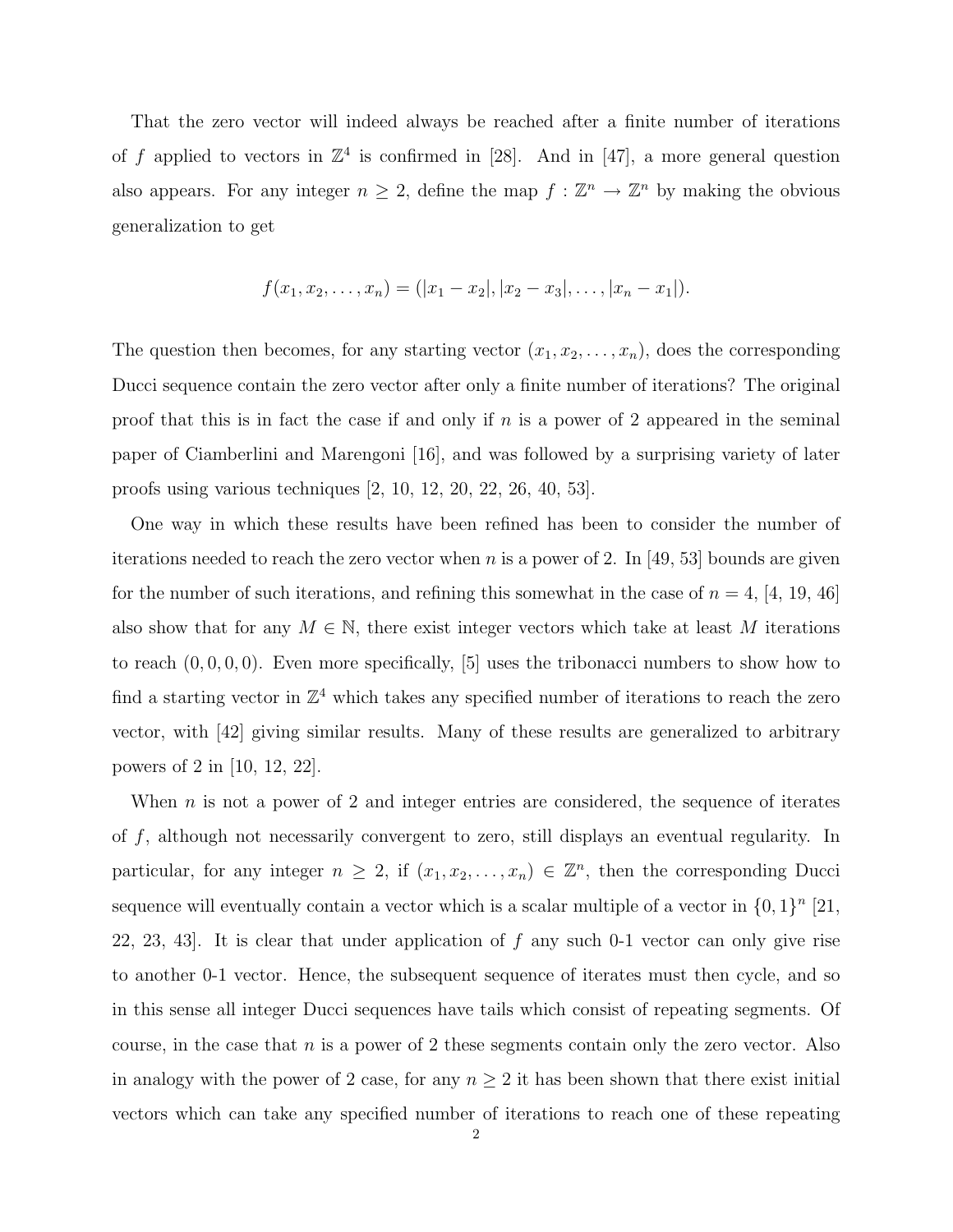That the zero vector will indeed always be reached after a finite number of iterations of $f$ applied to vectors in $\mathbb{Z}^4$ is confirmed in [28]. And in [47], a more general question also appears. For any integer $n \geq 2$, define the map $f : \mathbb{Z}^n \to \mathbb{Z}^n$ by making the obvious generalization to get

$$f(x_1, x_2, \ldots, x_n) = (|x_1 - x_2|, |x_2 - x_3|, \ldots, |x_n - x_1|).$$

The question then becomes, for any starting vector $(x_1, x_2, \ldots, x_n)$, does the corresponding Ducci sequence contain the zero vector after only a finite number of iterations? The original proof that this is in fact the case if and only if $n$ is a power of 2 appeared in the seminal paper of Ciamberlini and Marengoni [16], and was followed by a surprising variety of later proofs using various techniques [2, 10, 12, 20, 22, 26, 40, 53].

One way in which these results have been refined has been to consider the number of iterations needed to reach the zero vector when $n$ is a power of 2. In [49, 53] bounds are given for the number of such iterations, and refining this somewhat in the case of $n = 4$, [4, 19, 46] also show that for any $M \in \mathbb{N}$, there exist integer vectors which take at least $M$ iterations to reach $(0, 0, 0, 0)$. Even more specifically, [5] uses the tribonacci numbers to show how to find a starting vector in $\mathbb{Z}^4$ which takes any specified number of iterations to reach the zero vector, with [42] giving similar results. Many of these results are generalized to arbitrary powers of 2 in [10, 12, 22].

When $n$ is not a power of 2 and integer entries are considered, the sequence of iterates of $f$, although not necessarily convergent to zero, still displays an eventual regularity. In particular, for any integer $n \geq 2$, if $(x_1, x_2, \ldots, x_n) \in \mathbb{Z}^n$, then the corresponding Ducci sequence will eventually contain a vector which is a scalar multiple of a vector in $\{0, 1\}^n$ [21, 22, 23, 43]. It is clear that under application of $f$ any such 0-1 vector can only give rise to another 0-1 vector. Hence, the subsequent sequence of iterates must then cycle, and so in this sense all integer Ducci sequences have tails which consist of repeating segments. Of course, in the case that $n$ is a power of 2 these segments contain only the zero vector. Also in analogy with the power of 2 case, for any $n \geq 2$ it has been shown that there exist initial vectors which can take any specified number of iterations to reach one of these repeating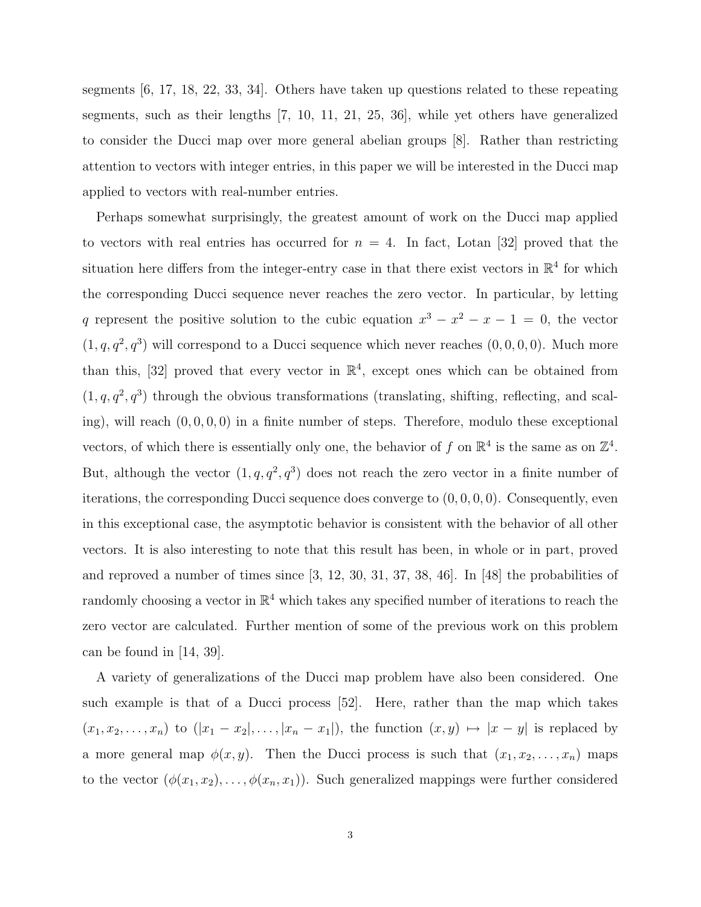segments [6, 17, 18, 22, 33, 34]. Others have taken up questions related to these repeating segments, such as their lengths [7, 10, 11, 21, 25, 36], while yet others have generalized to consider the Ducci map over more general abelian groups [8]. Rather than restricting attention to vectors with integer entries, in this paper we will be interested in the Ducci map applied to vectors with real-number entries.

Perhaps somewhat surprisingly, the greatest amount of work on the Ducci map applied to vectors with real entries has occurred for $n = 4$. In fact, Lotan [32] proved that the situation here differs from the integer-entry case in that there exist vectors in $\mathbb{R}^4$ for which the corresponding Ducci sequence never reaches the zero vector. In particular, by letting $q$ represent the positive solution to the cubic equation $x^3 - x^2 - x - 1 = 0$, the vector $(1, q, q^2, q^3)$ will correspond to a Ducci sequence which never reaches $(0, 0, 0, 0)$. Much more than this, [32] proved that every vector in $\mathbb{R}^4$, except ones which can be obtained from $(1, q, q^2, q^3)$ through the obvious transformations (translating, shifting, reflecting, and scaling), will reach $(0, 0, 0, 0)$ in a finite number of steps. Therefore, modulo these exceptional vectors, of which there is essentially only one, the behavior of $f$ on $\mathbb{R}^4$ is the same as on $\mathbb{Z}^4$. But, although the vector $(1, q, q^2, q^3)$ does not reach the zero vector in a finite number of iterations, the corresponding Ducci sequence does converge to $(0, 0, 0, 0)$. Consequently, even in this exceptional case, the asymptotic behavior is consistent with the behavior of all other vectors. It is also interesting to note that this result has been, in whole or in part, proved and reproved a number of times since [3, 12, 30, 31, 37, 38, 46]. In [48] the probabilities of randomly choosing a vector in $\mathbb{R}^4$ which takes any specified number of iterations to reach the zero vector are calculated. Further mention of some of the previous work on this problem can be found in [14, 39].

A variety of generalizations of the Ducci map problem have also been considered. One such example is that of a Ducci process [52]. Here, rather than the map which takes $(x_1, x_2, \ldots, x_n)$ to $(|x_1 - x_2|, \ldots, |x_n - x_1|)$, the function $(x, y) \mapsto |x - y|$ is replaced by a more general map $\phi(x, y)$. Then the Ducci process is such that $(x_1, x_2, \ldots, x_n)$ maps to the vector $(\phi(x_1, x_2), \ldots, \phi(x_n, x_1))$. Such generalized mappings were further considered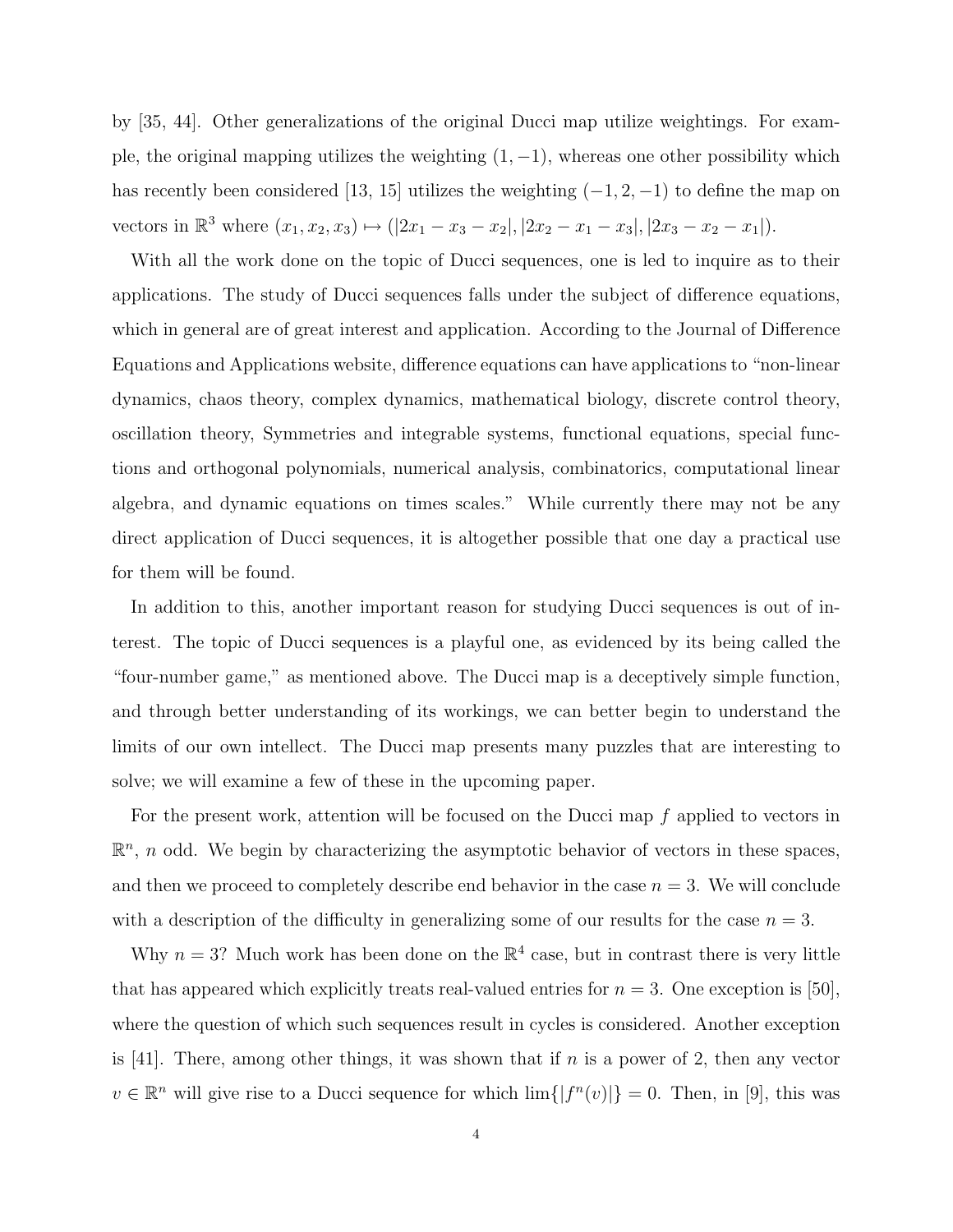by [35, 44]. Other generalizations of the original Ducci map utilize weightings. For example, the original mapping utilizes the weighting $(1, -1)$, whereas one other possibility which has recently been considered [13, 15] utilizes the weighting $(-1, 2, -1)$ to define the map on vectors in $\mathbb{R}^3$ where $(x_1, x_2, x_3) \mapsto (|2x_1 - x_3 - x_2|, |2x_2 - x_1 - x_3|, |2x_3 - x_2 - x_1|)$.

With all the work done on the topic of Ducci sequences, one is led to inquire as to their applications. The study of Ducci sequences falls under the subject of difference equations, which in general are of great interest and application. According to the Journal of Difference Equations and Applications website, difference equations can have applications to "non-linear dynamics, chaos theory, complex dynamics, mathematical biology, discrete control theory, oscillation theory, Symmetries and integrable systems, functional equations, special functions and orthogonal polynomials, numerical analysis, combinatorics, computational linear algebra, and dynamic equations on times scales." While currently there may not be any direct application of Ducci sequences, it is altogether possible that one day a practical use for them will be found.

In addition to this, another important reason for studying Ducci sequences is out of interest. The topic of Ducci sequences is a playful one, as evidenced by its being called the "four-number game," as mentioned above. The Ducci map is a deceptively simple function, and through better understanding of its workings, we can better begin to understand the limits of our own intellect. The Ducci map presents many puzzles that are interesting to solve; we will examine a few of these in the upcoming paper.

For the present work, attention will be focused on the Ducci map $f$ applied to vectors in $\mathbb{R}^n$, $n$ odd. We begin by characterizing the asymptotic behavior of vectors in these spaces, and then we proceed to completely describe end behavior in the case $n = 3$. We will conclude with a description of the difficulty in generalizing some of our results for the case $n = 3$.

Why $n = 3$? Much work has been done on the $\mathbb{R}^4$ case, but in contrast there is very little that has appeared which explicitly treats real-valued entries for $n = 3$. One exception is [50], where the question of which such sequences result in cycles is considered. Another exception is [41]. There, among other things, it was shown that if $n$ is a power of 2, then any vector $v \in \mathbb{R}^n$ will give rise to a Ducci sequence for which $\lim\{|f^n(v)|\} = 0$. Then, in [9], this was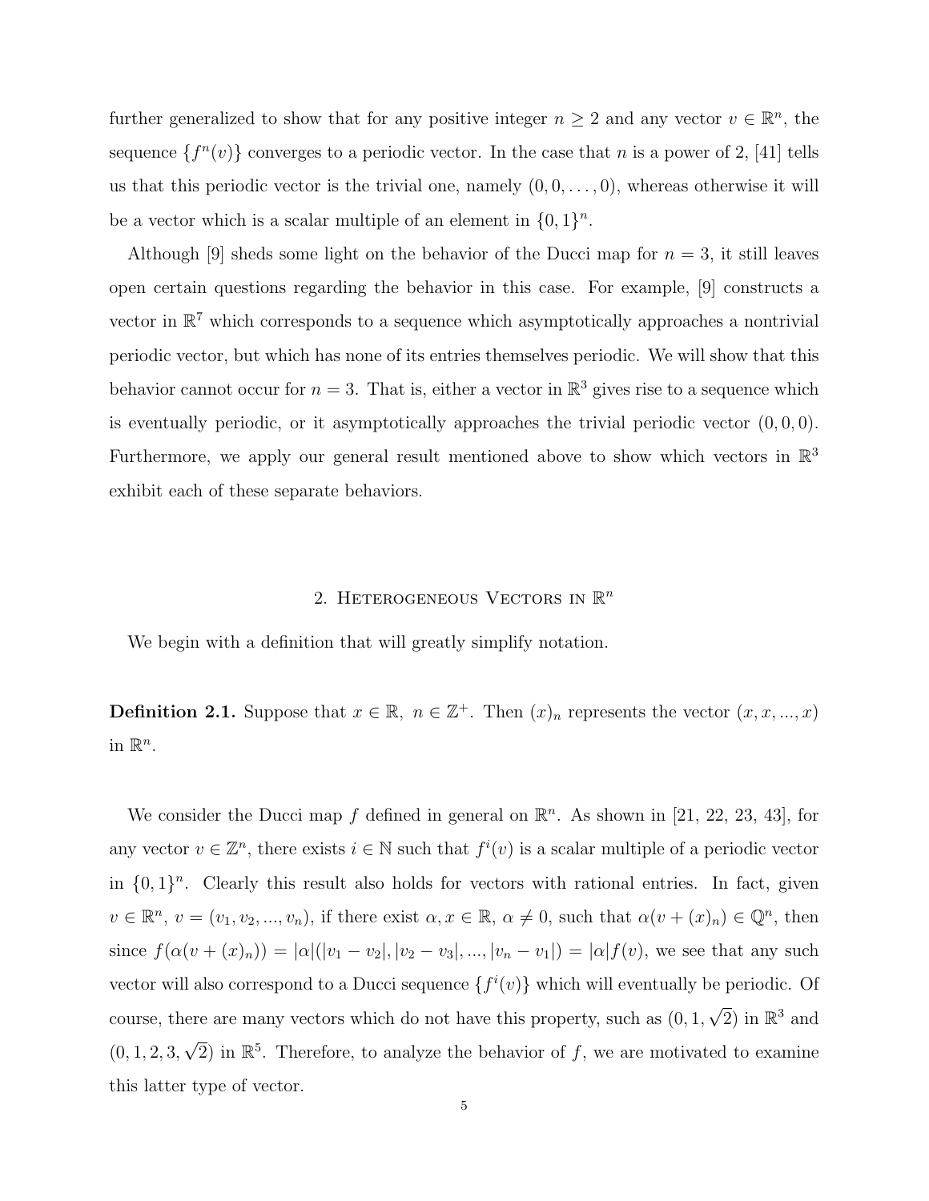further generalized to show that for any positive integer $n \geq 2$ and any vector $v \in \mathbb{R}^n$, the sequence $\{f^n(v)\}$ converges to a periodic vector. In the case that $n$ is a power of 2, [41] tells us that this periodic vector is the trivial one, namely $(0, 0, \ldots, 0)$, whereas otherwise it will be a vector which is a scalar multiple of an element in $\{0, 1\}^n$.

Although [9] sheds some light on the behavior of the Ducci map for $n = 3$, it still leaves open certain questions regarding the behavior in this case. For example, [9] constructs a vector in $\mathbb{R}^7$ which corresponds to a sequence which asymptotically approaches a nontrivial periodic vector, but which has none of its entries themselves periodic. We will show that this behavior cannot occur for $n = 3$. That is, either a vector in $\mathbb{R}^3$ gives rise to a sequence which is eventually periodic, or it asymptotically approaches the trivial periodic vector $(0, 0, 0)$. Furthermore, we apply our general result mentioned above to show which vectors in $\mathbb{R}^3$ exhibit each of these separate behaviors.

## 2. Heterogeneous Vectors in $\mathbb{R}^n$

We begin with a definition that will greatly simplify notation.

**Definition 2.1.** Suppose that $x \in \mathbb{R},\ n \in \mathbb{Z}^+$. Then $(x)_n$ represents the vector $(x, x, ..., x)$ in $\mathbb{R}^n$.

We consider the Ducci map $f$ defined in general on $\mathbb{R}^n$. As shown in [21, 22, 23, 43], for any vector $v \in \mathbb{Z}^n$, there exists $i \in \mathbb{N}$ such that $f^i(v)$ is a scalar multiple of a periodic vector in $\{0, 1\}^n$. Clearly this result also holds for vectors with rational entries. In fact, given $v \in \mathbb{R}^n$, $v = (v_1, v_2, ..., v_n)$, if there exist $\alpha, x \in \mathbb{R}$, $\alpha \neq 0$, such that $\alpha(v + (x)_n) \in \mathbb{Q}^n$, then since $f(\alpha(v + (x)_n)) = |\alpha|(|v_1 - v_2|, |v_2 - v_3|, ..., |v_n - v_1|) = |\alpha| f(v)$, we see that any such vector will also correspond to a Ducci sequence $\{f^i(v)\}$ which will eventually be periodic. Of course, there are many vectors which do not have this property, such as $(0, 1, \sqrt{2})$ in $\mathbb{R}^3$ and $(0, 1, 2, 3, \sqrt{2})$ in $\mathbb{R}^5$. Therefore, to analyze the behavior of $f$, we are motivated to examine this latter type of vector.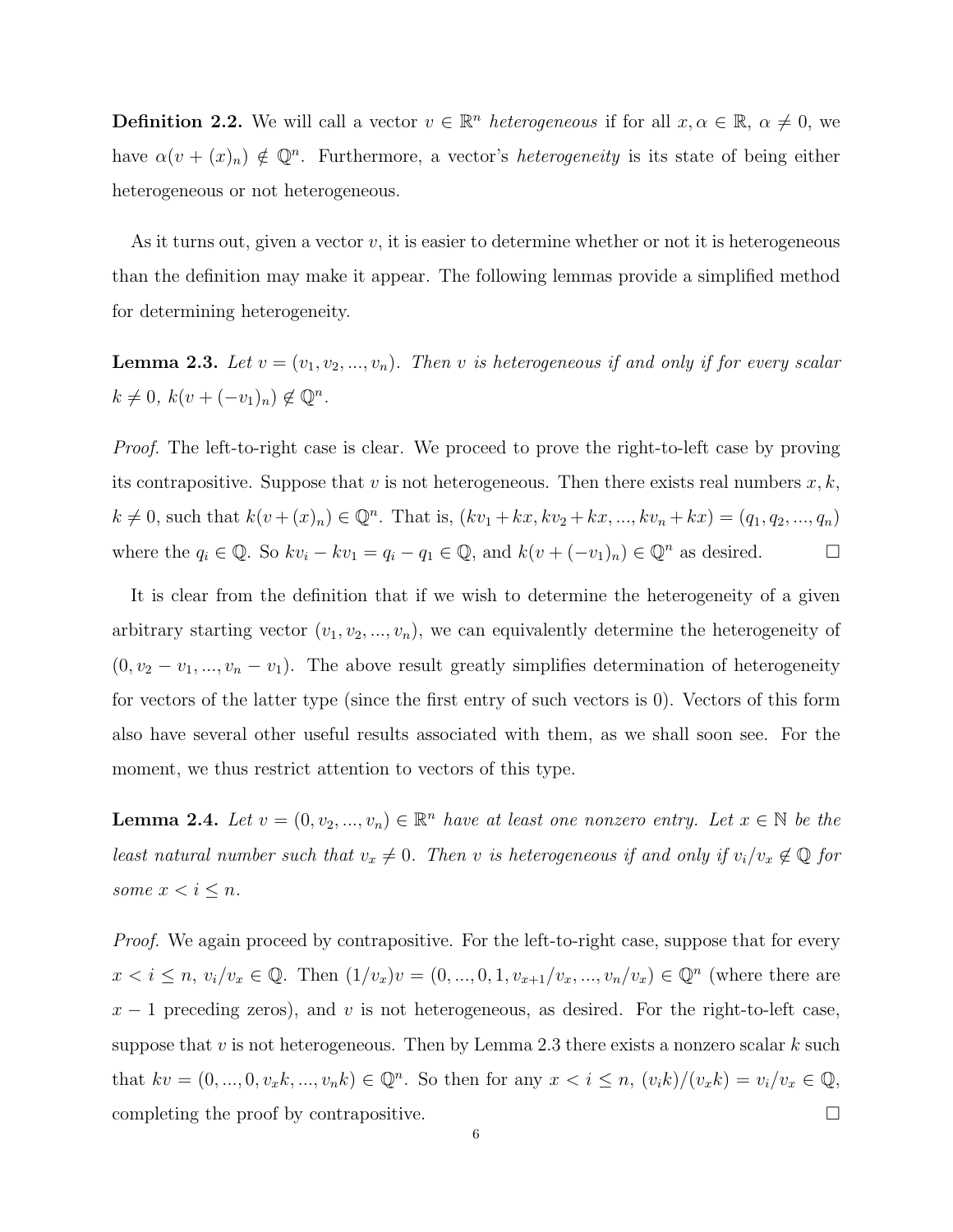**Definition 2.2.** We will call a vector $v \in \mathbb{R}^n$ *heterogeneous* if for all $x, \alpha \in \mathbb{R}$, $\alpha \neq 0$, we have $\alpha(v + (x)_n) \notin \mathbb{Q}^n$. Furthermore, a vector's *heterogeneity* is its state of being either heterogeneous or not heterogeneous.

As it turns out, given a vector $v$, it is easier to determine whether or not it is heterogeneous than the definition may make it appear. The following lemmas provide a simplified method for determining heterogeneity.

**Lemma 2.3.** *Let $v = (v_1, v_2, ..., v_n)$. Then $v$ is heterogeneous if and only if for every scalar $k \neq 0$, $k(v + (-v_1)_n) \notin \mathbb{Q}^n$.*

*Proof.* The left-to-right case is clear. We proceed to prove the right-to-left case by proving its contrapositive. Suppose that $v$ is not heterogeneous. Then there exists real numbers $x, k$, $k \neq 0$, such that $k(v + (x)_n) \in \mathbb{Q}^n$. That is, $(kv_1 + kx, kv_2 + kx, ..., kv_n + kx) = (q_1, q_2, ..., q_n)$ where the $q_i \in \mathbb{Q}$. So $kv_i - kv_1 = q_i - q_1 \in \mathbb{Q}$, and $k(v + (-v_1)_n) \in \mathbb{Q}^n$ as desired. $\square$

It is clear from the definition that if we wish to determine the heterogeneity of a given arbitrary starting vector $(v_1, v_2, ..., v_n)$, we can equivalently determine the heterogeneity of $(0, v_2 - v_1, ..., v_n - v_1)$. The above result greatly simplifies determination of heterogeneity for vectors of the latter type (since the first entry of such vectors is 0). Vectors of this form also have several other useful results associated with them, as we shall soon see. For the moment, we thus restrict attention to vectors of this type.

**Lemma 2.4.** *Let $v = (0, v_2, ..., v_n) \in \mathbb{R}^n$ have at least one nonzero entry. Let $x \in \mathbb{N}$ be the least natural number such that $v_x \neq 0$. Then $v$ is heterogeneous if and only if $v_i/v_x \notin \mathbb{Q}$ for some $x < i \leq n$.*

*Proof.* We again proceed by contrapositive. For the left-to-right case, suppose that for every $x < i \leq n$, $v_i/v_x \in \mathbb{Q}$. Then $(1/v_x)v = (0, ..., 0, 1, v_{x+1}/v_x, ..., v_n/v_x) \in \mathbb{Q}^n$ (where there are $x - 1$ preceding zeros), and $v$ is not heterogeneous, as desired. For the right-to-left case, suppose that $v$ is not heterogeneous. Then by Lemma 2.3 there exists a nonzero scalar $k$ such that $kv = (0, ..., 0, v_x k, ..., v_n k) \in \mathbb{Q}^n$. So then for any $x < i \leq n$, $(v_i k)/(v_x k) = v_i/v_x \in \mathbb{Q}$, completing the proof by contrapositive. $\square$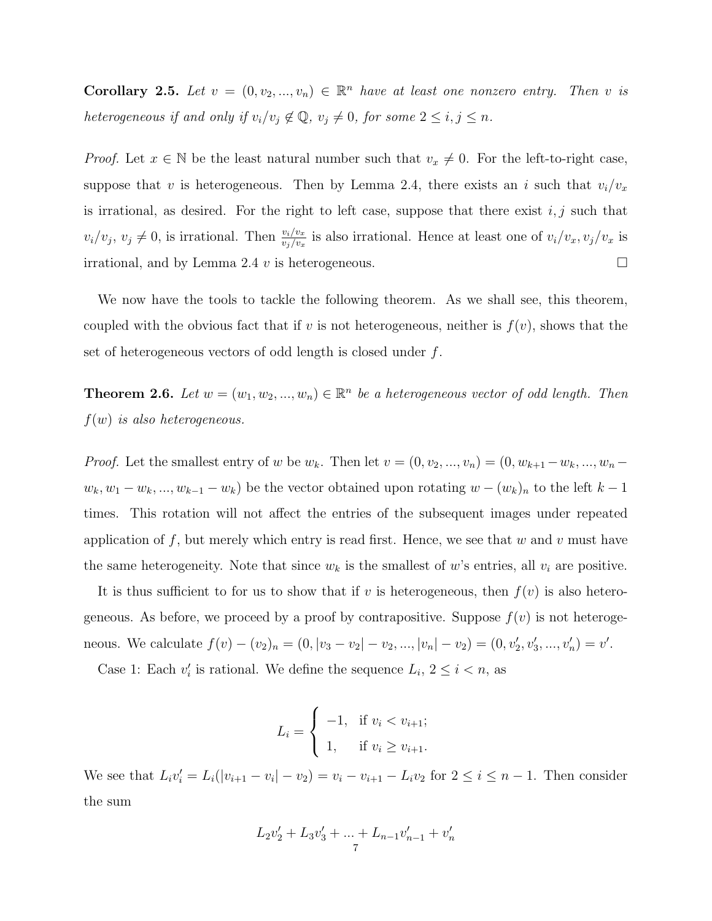**Corollary 2.5.** *Let $v = (0, v_2, ..., v_n) \in \mathbb{R}^n$ have at least one nonzero entry. Then $v$ is heterogeneous if and only if $v_i/v_j \notin \mathbb{Q}$, $v_j \neq 0$, for some $2 \leq i, j \leq n$.*

*Proof.* Let $x \in \mathbb{N}$ be the least natural number such that $v_x \neq 0$. For the left-to-right case, suppose that $v$ is heterogeneous. Then by Lemma 2.4, there exists an $i$ such that $v_i/v_x$ is irrational, as desired. For the right to left case, suppose that there exist $i, j$ such that $v_i/v_j$, $v_j \neq 0$, is irrational. Then $\frac{v_i/v_x}{v_j/v_x}$ is also irrational. Hence at least one of $v_i/v_x, v_j/v_x$ is irrational, and by Lemma 2.4 $v$ is heterogeneous. □

We now have the tools to tackle the following theorem. As we shall see, this theorem, coupled with the obvious fact that if $v$ is not heterogeneous, neither is $f(v)$, shows that the set of heterogeneous vectors of odd length is closed under $f$.

**Theorem 2.6.** *Let $w = (w_1, w_2, ..., w_n) \in \mathbb{R}^n$ be a heterogeneous vector of odd length. Then $f(w)$ is also heterogeneous.*

*Proof.* Let the smallest entry of $w$ be $w_k$. Then let $v = (0, v_2, ..., v_n) = (0, w_{k+1} - w_k, ..., w_n - w_k, w_1 - w_k, ..., w_{k-1} - w_k)$ be the vector obtained upon rotating $w - (w_k)_n$ to the left $k-1$ times. This rotation will not affect the entries of the subsequent images under repeated application of $f$, but merely which entry is read first. Hence, we see that $w$ and $v$ must have the same heterogeneity. Note that since $w_k$ is the smallest of $w$'s entries, all $v_i$ are positive.

It is thus sufficient to for us to show that if $v$ is heterogeneous, then $f(v)$ is also heterogeneous. As before, we proceed by a proof by contrapositive. Suppose $f(v)$ is not heterogeneous. We calculate $f(v) - (v_2)_n = (0, |v_3 - v_2| - v_2, ..., |v_n| - v_2) = (0, v_2', v_3', ..., v_n') = v'$.

Case 1: Each $v_i'$ is rational. We define the sequence $L_i$, $2 \leq i < n$, as

$$L_i = \begin{cases} -1, & \text{if } v_i < v_{i+1}; \\ 1, & \text{if } v_i \geq v_{i+1}. \end{cases}$$

We see that $L_i v_i' = L_i(|v_{i+1} - v_i| - v_2) = v_i - v_{i+1} - L_i v_2$ for $2 \leq i \leq n-1$. Then consider the sum

$$L_2 v_2' + L_3 v_3' + ... + L_{n-1} v_{n-1}' + v_n'$$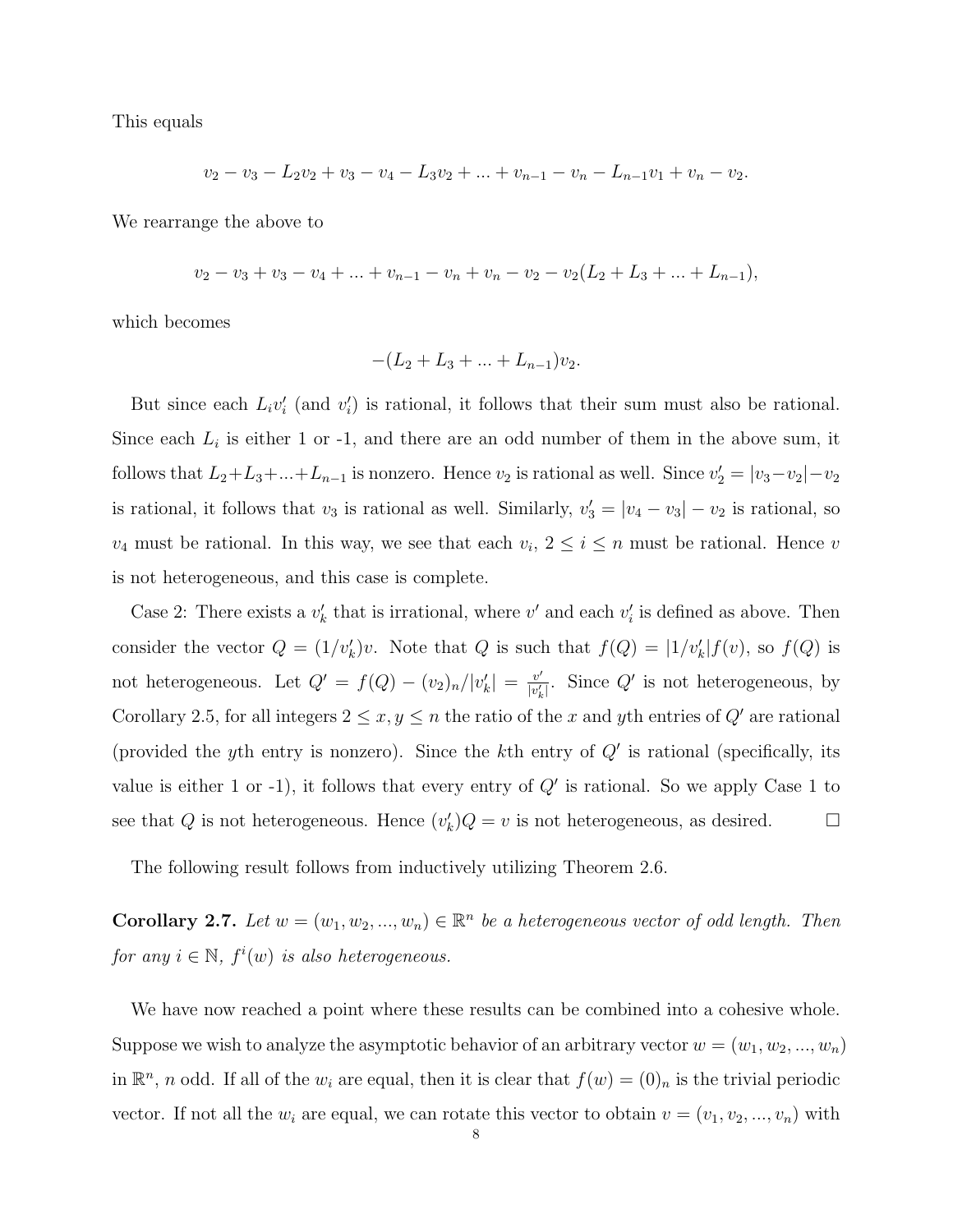This equals

$$v_2 - v_3 - L_2 v_2 + v_3 - v_4 - L_3 v_2 + ... + v_{n-1} - v_n - L_{n-1} v_1 + v_n - v_2.$$

We rearrange the above to

$$v_2 - v_3 + v_3 - v_4 + ... + v_{n-1} - v_n + v_n - v_2 - v_2(L_2 + L_3 + ... + L_{n-1}),$$

which becomes

$$-(L_2 + L_3 + ... + L_{n-1})v_2.$$

But since each $L_i v_i'$ (and $v_i'$) is rational, it follows that their sum must also be rational. Since each $L_i$ is either 1 or -1, and there are an odd number of them in the above sum, it follows that $L_2 + L_3 + ... + L_{n-1}$ is nonzero. Hence $v_2$ is rational as well. Since $v_2' = |v_3 - v_2| - v_2$ is rational, it follows that $v_3$ is rational as well. Similarly, $v_3' = |v_4 - v_3| - v_2$ is rational, so $v_4$ must be rational. In this way, we see that each $v_i$, $2 \leq i \leq n$ must be rational. Hence $v$ is not heterogeneous, and this case is complete.

Case 2: There exists a $v_k'$ that is irrational, where $v'$ and each $v_i'$ is defined as above. Then consider the vector $Q = (1/v_k')v$. Note that $Q$ is such that $f(Q) = |1/v_k'| f(v)$, so $f(Q)$ is not heterogeneous. Let $Q' = f(Q) - (v_2)_n / |v_k'| = \frac{v'}{|v_k'|}$. Since $Q'$ is not heterogeneous, by Corollary 2.5, for all integers $2 \leq x, y \leq n$ the ratio of the $x$ and $y$th entries of $Q'$ are rational (provided the $y$th entry is nonzero). Since the $k$th entry of $Q'$ is rational (specifically, its value is either 1 or -1), it follows that every entry of $Q'$ is rational. So we apply Case 1 to see that $Q$ is not heterogeneous. Hence $(v_k')Q = v$ is not heterogeneous, as desired. □

The following result follows from inductively utilizing Theorem 2.6.

**Corollary 2.7.** *Let $w = (w_1, w_2, ..., w_n) \in \mathbb{R}^n$ be a heterogeneous vector of odd length. Then for any $i \in \mathbb{N}$, $f^i(w)$ is also heterogeneous.*

We have now reached a point where these results can be combined into a cohesive whole. Suppose we wish to analyze the asymptotic behavior of an arbitrary vector $w = (w_1, w_2, ..., w_n)$ in $\mathbb{R}^n$, $n$ odd. If all of the $w_i$ are equal, then it is clear that $f(w) = (0)_n$ is the trivial periodic vector. If not all the $w_i$ are equal, we can rotate this vector to obtain $v = (v_1, v_2, ..., v_n)$ with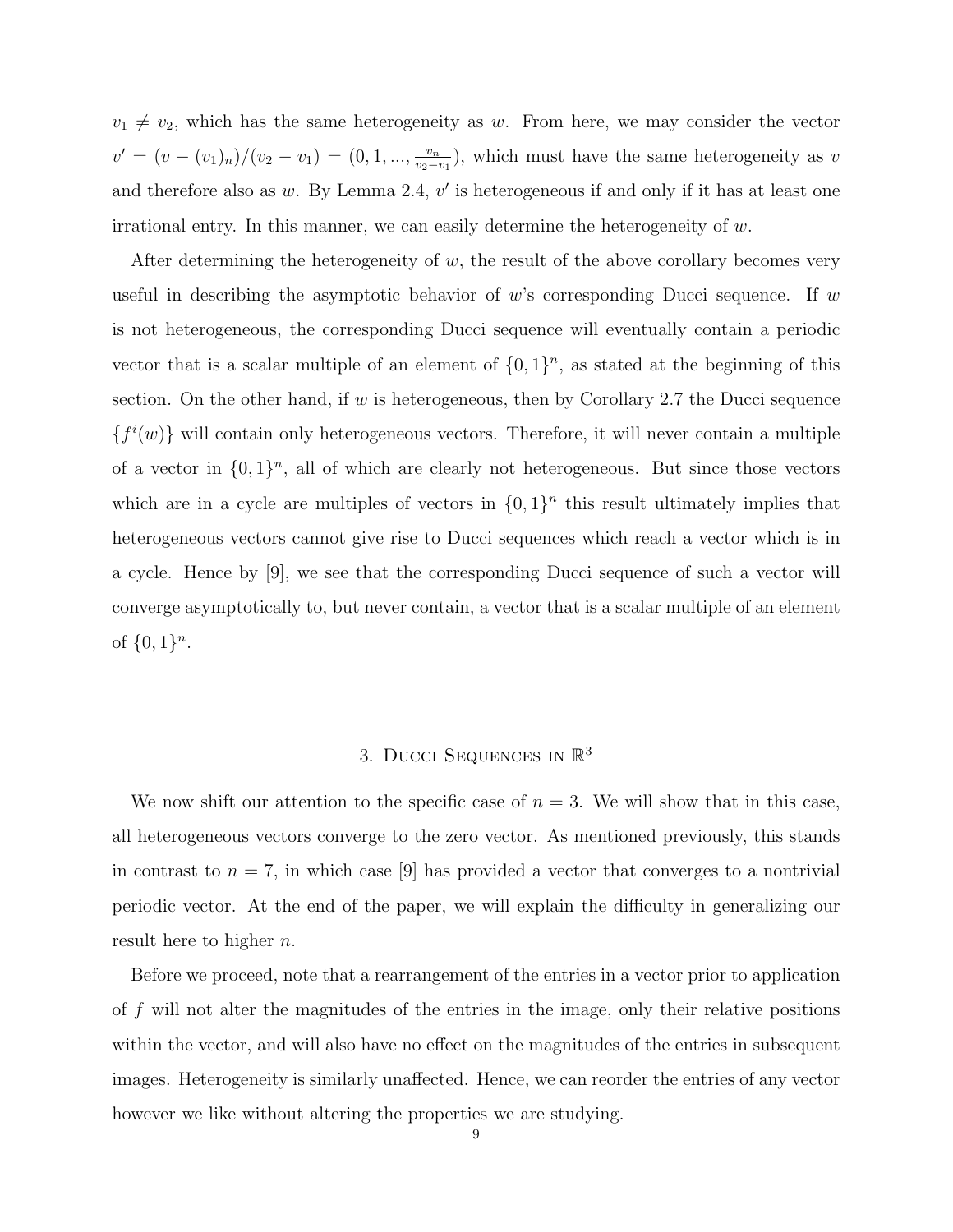$v_1 \neq v_2$, which has the same heterogeneity as $w$. From here, we may consider the vector $v' = (v - (v_1)_n)/(v_2 - v_1) = (0, 1, ..., \frac{v_n}{v_2 - v_1})$, which must have the same heterogeneity as $v$ and therefore also as $w$. By Lemma 2.4, $v'$ is heterogeneous if and only if it has at least one irrational entry. In this manner, we can easily determine the heterogeneity of $w$.

After determining the heterogeneity of $w$, the result of the above corollary becomes very useful in describing the asymptotic behavior of $w$'s corresponding Ducci sequence. If $w$ is not heterogeneous, the corresponding Ducci sequence will eventually contain a periodic vector that is a scalar multiple of an element of $\{0, 1\}^n$, as stated at the beginning of this section. On the other hand, if $w$ is heterogeneous, then by Corollary 2.7 the Ducci sequence $\{f^i(w)\}$ will contain only heterogeneous vectors. Therefore, it will never contain a multiple of a vector in $\{0, 1\}^n$, all of which are clearly not heterogeneous. But since those vectors which are in a cycle are multiples of vectors in $\{0, 1\}^n$ this result ultimately implies that heterogeneous vectors cannot give rise to Ducci sequences which reach a vector which is in a cycle. Hence by [9], we see that the corresponding Ducci sequence of such a vector will converge asymptotically to, but never contain, a vector that is a scalar multiple of an element of $\{0, 1\}^n$.

## 3. Ducci Sequences in $\mathbb{R}^3$

We now shift our attention to the specific case of $n = 3$. We will show that in this case, all heterogeneous vectors converge to the zero vector. As mentioned previously, this stands in contrast to $n = 7$, in which case [9] has provided a vector that converges to a nontrivial periodic vector. At the end of the paper, we will explain the difficulty in generalizing our result here to higher $n$.

Before we proceed, note that a rearrangement of the entries in a vector prior to application of $f$ will not alter the magnitudes of the entries in the image, only their relative positions within the vector, and will also have no effect on the magnitudes of the entries in subsequent images. Heterogeneity is similarly unaffected. Hence, we can reorder the entries of any vector however we like without altering the properties we are studying.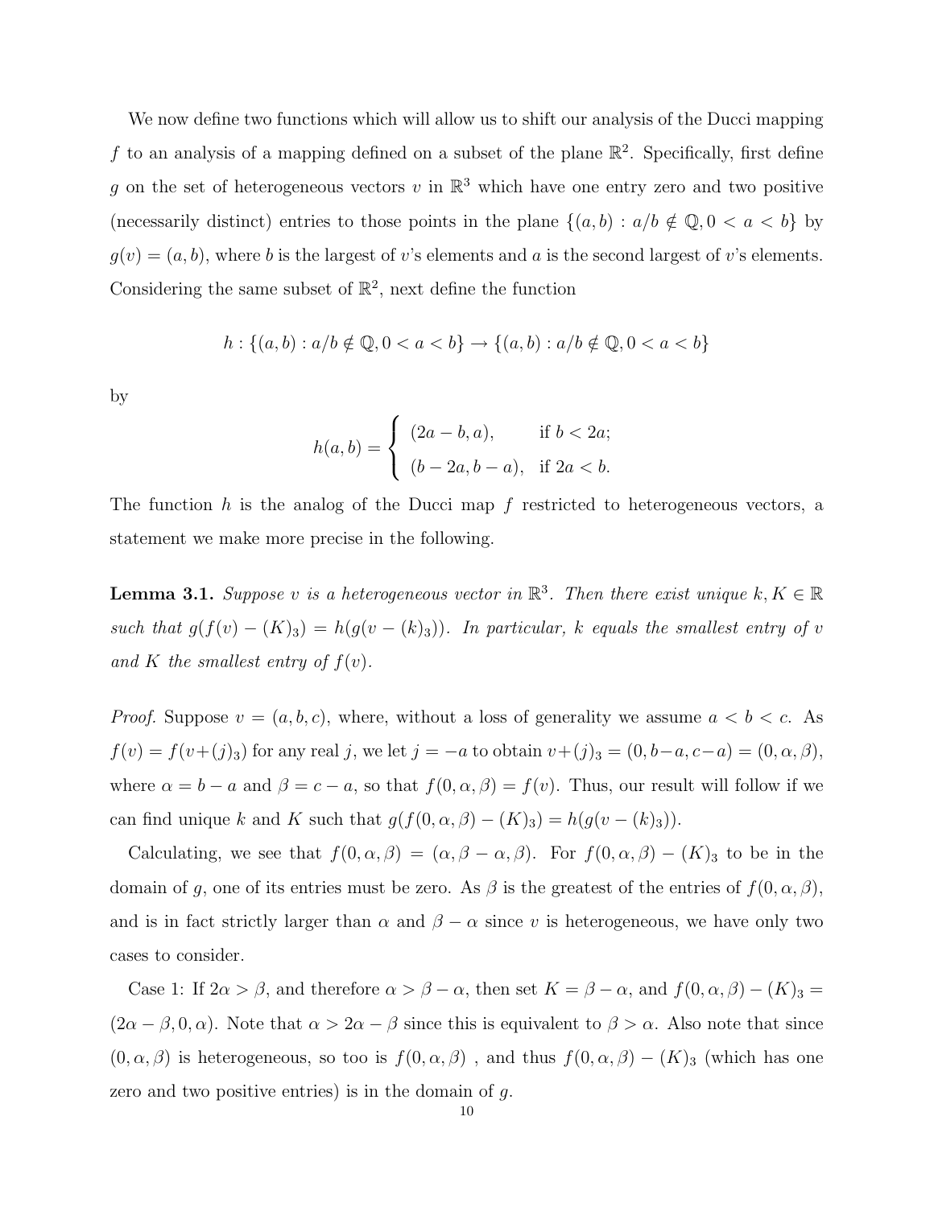We now define two functions which will allow us to shift our analysis of the Ducci mapping $f$ to an analysis of a mapping defined on a subset of the plane $\mathbb{R}^2$. Specifically, first define $g$ on the set of heterogeneous vectors $v$ in $\mathbb{R}^3$ which have one entry zero and two positive (necessarily distinct) entries to those points in the plane $\{(a,b) : a/b \notin \mathbb{Q}, 0 < a < b\}$ by $g(v) = (a,b)$, where $b$ is the largest of $v$'s elements and $a$ is the second largest of $v$'s elements. Considering the same subset of $\mathbb{R}^2$, next define the function

$$h : \{(a,b) : a/b \notin \mathbb{Q}, 0 < a < b\} \to \{(a,b) : a/b \notin \mathbb{Q}, 0 < a < b\}$$

by

$$h(a,b) = \begin{cases} (2a-b, a), & \text{if } b < 2a; \\ (b-2a, b-a), & \text{if } 2a < b. \end{cases}$$

The function $h$ is the analog of the Ducci map $f$ restricted to heterogeneous vectors, a statement we make more precise in the following.

**Lemma 3.1.** *Suppose $v$ is a heterogeneous vector in $\mathbb{R}^3$. Then there exist unique $k, K \in \mathbb{R}$ such that $g(f(v) - (K)_3) = h(g(v - (k)_3))$. In particular, $k$ equals the smallest entry of $v$ and $K$ the smallest entry of $f(v)$.*

*Proof.* Suppose $v = (a,b,c)$, where, without a loss of generality we assume $a < b < c$. As $f(v) = f(v+(j)_3)$ for any real $j$, we let $j = -a$ to obtain $v+(j)_3 = (0, b-a, c-a) = (0, \alpha, \beta)$, where $\alpha = b-a$ and $\beta = c-a$, so that $f(0,\alpha,\beta) = f(v)$. Thus, our result will follow if we can find unique $k$ and $K$ such that $g(f(0,\alpha,\beta) - (K)_3) = h(g(v-(k)_3))$.

Calculating, we see that $f(0,\alpha,\beta) = (\alpha, \beta-\alpha, \beta)$. For $f(0,\alpha,\beta) - (K)_3$ to be in the domain of $g$, one of its entries must be zero. As $\beta$ is the greatest of the entries of $f(0,\alpha,\beta)$, and is in fact strictly larger than $\alpha$ and $\beta - \alpha$ since $v$ is heterogeneous, we have only two cases to consider.

Case 1: If $2\alpha > \beta$, and therefore $\alpha > \beta - \alpha$, then set $K = \beta - \alpha$, and $f(0,\alpha,\beta) - (K)_3 = (2\alpha - \beta, 0, \alpha)$. Note that $\alpha > 2\alpha - \beta$ since this is equivalent to $\beta > \alpha$. Also note that since $(0,\alpha,\beta)$ is heterogeneous, so too is $f(0,\alpha,\beta)$ , and thus $f(0,\alpha,\beta) - (K)_3$ (which has one zero and two positive entries) is in the domain of $g$.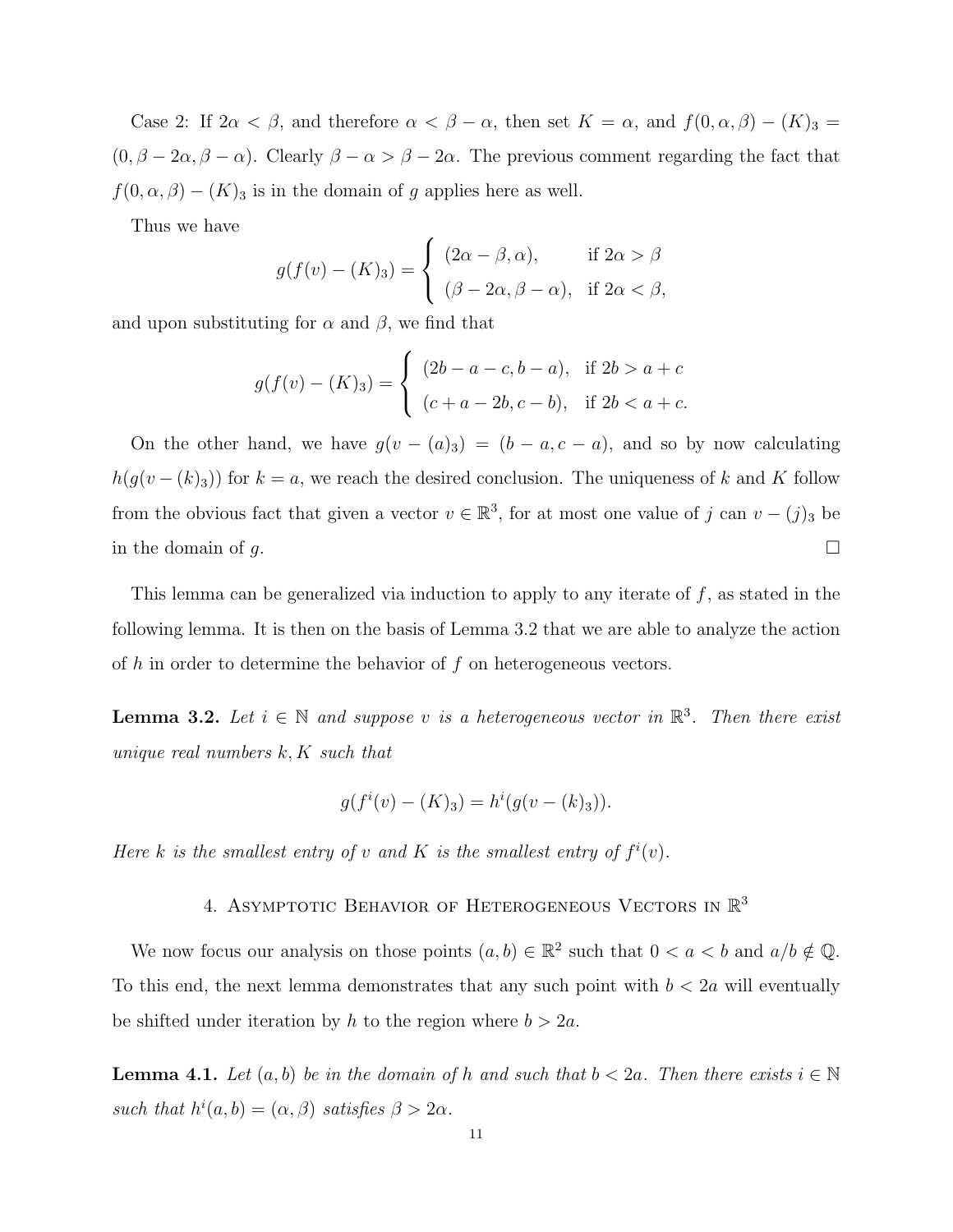Case 2: If $2\alpha < \beta$, and therefore $\alpha < \beta - \alpha$, then set $K = \alpha$, and $f(0, \alpha, \beta) - (K)_3 = (0, \beta - 2\alpha, \beta - \alpha)$. Clearly $\beta - \alpha > \beta - 2\alpha$. The previous comment regarding the fact that $f(0, \alpha, \beta) - (K)_3$ is in the domain of $g$ applies here as well.

Thus we have

$$g(f(v) - (K)_3) = \begin{cases} (2\alpha - \beta, \alpha), & \text{if } 2\alpha > \beta \\ (\beta - 2\alpha, \beta - \alpha), & \text{if } 2\alpha < \beta, \end{cases}$$

and upon substituting for $\alpha$ and $\beta$, we find that

$$g(f(v) - (K)_3) = \begin{cases} (2b - a - c, b - a), & \text{if } 2b > a + c \\ (c + a - 2b, c - b), & \text{if } 2b < a + c. \end{cases}$$

On the other hand, we have $g(v - (a)_3) = (b - a, c - a)$, and so by now calculating $h(g(v - (k)_3))$ for $k = a$, we reach the desired conclusion. The uniqueness of $k$ and $K$ follow from the obvious fact that given a vector $v \in \mathbb{R}^3$, for at most one value of $j$ can $v - (j)_3$ be in the domain of $g$. $\square$

This lemma can be generalized via induction to apply to any iterate of $f$, as stated in the following lemma. It is then on the basis of Lemma 3.2 that we are able to analyze the action of $h$ in order to determine the behavior of $f$ on heterogeneous vectors.

**Lemma 3.2.** *Let $i \in \mathbb{N}$ and suppose $v$ is a heterogeneous vector in $\mathbb{R}^3$. Then there exist unique real numbers $k, K$ such that*

$$g(f^i(v) - (K)_3) = h^i(g(v - (k)_3)).$$

*Here $k$ is the smallest entry of $v$ and $K$ is the smallest entry of $f^i(v)$.*

## 4. Asymptotic Behavior of Heterogeneous Vectors in $\mathbb{R}^3$

We now focus our analysis on those points $(a, b) \in \mathbb{R}^2$ such that $0 < a < b$ and $a/b \notin \mathbb{Q}$. To this end, the next lemma demonstrates that any such point with $b < 2a$ will eventually be shifted under iteration by $h$ to the region where $b > 2a$.

**Lemma 4.1.** *Let $(a, b)$ be in the domain of $h$ and such that $b < 2a$. Then there exists $i \in \mathbb{N}$ such that $h^i(a, b) = (\alpha, \beta)$ satisfies $\beta > 2\alpha$.*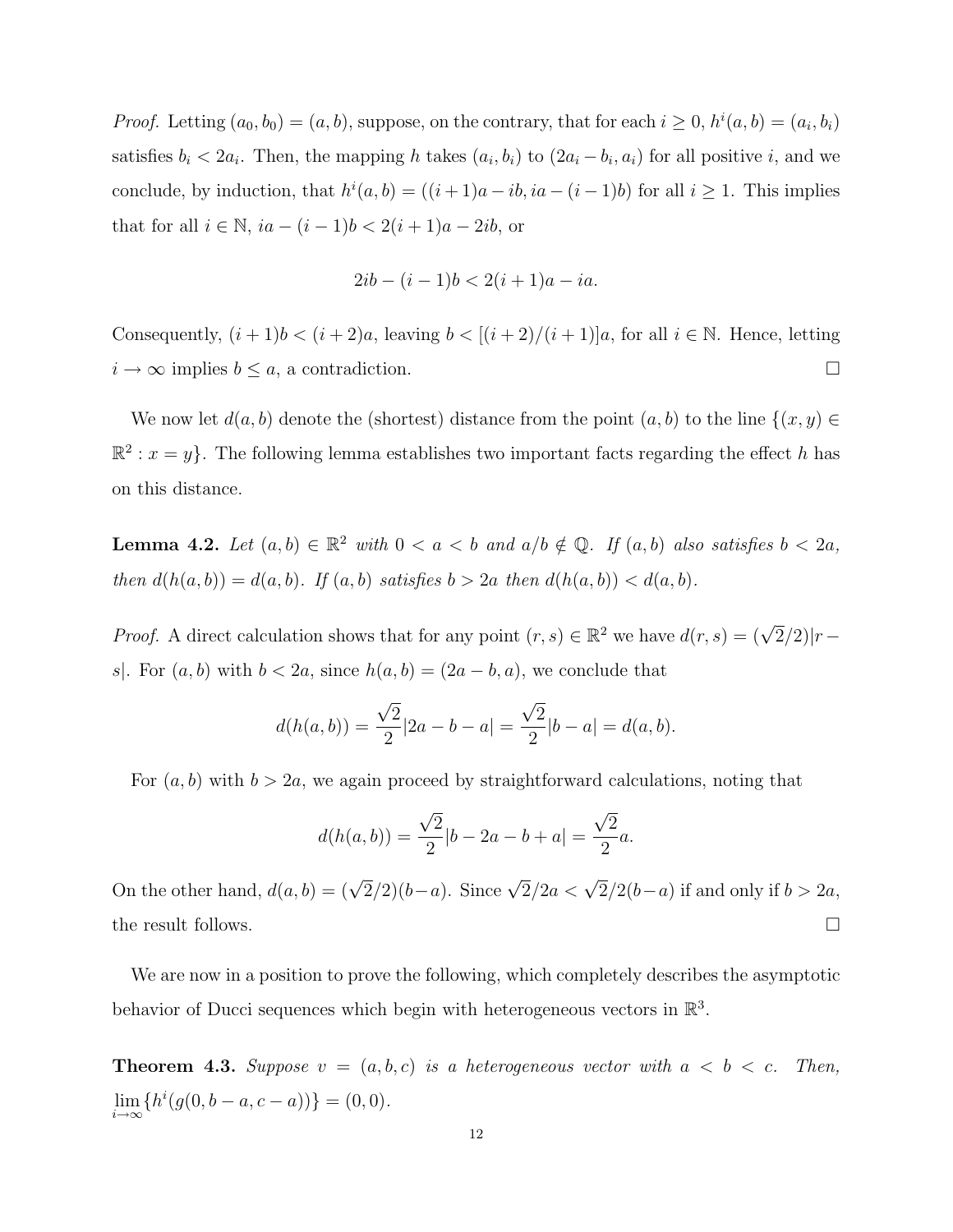*Proof.* Letting $(a_0, b_0) = (a, b)$, suppose, on the contrary, that for each $i \geq 0$, $h^i(a, b) = (a_i, b_i)$ satisfies $b_i < 2a_i$. Then, the mapping $h$ takes $(a_i, b_i)$ to $(2a_i - b_i, a_i)$ for all positive $i$, and we conclude, by induction, that $h^i(a, b) = ((i+1)a - ib, ia - (i-1)b)$ for all $i \geq 1$. This implies that for all $i \in \mathbb{N}$, $ia - (i-1)b < 2(i+1)a - 2ib$, or

$$2ib - (i-1)b < 2(i+1)a - ia.$$

Consequently, $(i+1)b < (i+2)a$, leaving $b < [(i+2)/(i+1)]a$, for all $i \in \mathbb{N}$. Hence, letting $i \to \infty$ implies $b \leq a$, a contradiction. □

We now let $d(a, b)$ denote the (shortest) distance from the point $(a, b)$ to the line $\{(x, y) \in \mathbb{R}^2 : x = y\}$. The following lemma establishes two important facts regarding the effect $h$ has on this distance.

**Lemma 4.2.** *Let $(a, b) \in \mathbb{R}^2$ with $0 < a < b$ and $a/b \notin \mathbb{Q}$. If $(a, b)$ also satisfies $b < 2a$, then $d(h(a, b)) = d(a, b)$. If $(a, b)$ satisfies $b > 2a$ then $d(h(a, b)) < d(a, b)$.*

*Proof.* A direct calculation shows that for any point $(r, s) \in \mathbb{R}^2$ we have $d(r, s) = (\sqrt{2}/2)|r - s|$. For $(a, b)$ with $b < 2a$, since $h(a, b) = (2a - b, a)$, we conclude that

$$d(h(a, b)) = \frac{\sqrt{2}}{2}|2a - b - a| = \frac{\sqrt{2}}{2}|b - a| = d(a, b).$$

For $(a, b)$ with $b > 2a$, we again proceed by straightforward calculations, noting that

$$d(h(a, b)) = \frac{\sqrt{2}}{2}|b - 2a - b + a| = \frac{\sqrt{2}}{2}a.$$

On the other hand, $d(a, b) = (\sqrt{2}/2)(b - a)$. Since $\sqrt{2}/2a < \sqrt{2}/2(b - a)$ if and only if $b > 2a$, the result follows. □

We are now in a position to prove the following, which completely describes the asymptotic behavior of Ducci sequences which begin with heterogeneous vectors in $\mathbb{R}^3$.

**Theorem 4.3.** *Suppose $v = (a, b, c)$ is a heterogeneous vector with $a < b < c$. Then,* $\lim_{i \to \infty} \{h^i(g(0, b - a, c - a))\} = (0, 0)$.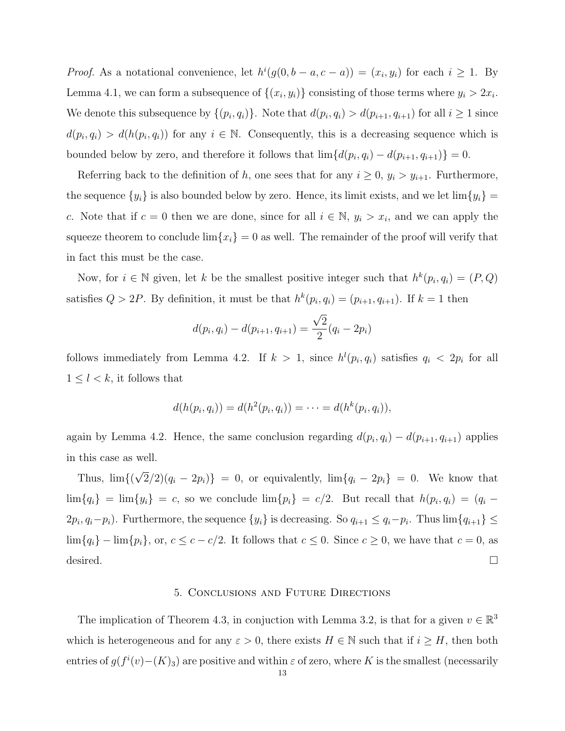*Proof.* As a notational convenience, let $h^i(g(0, b-a, c-a)) = (x_i, y_i)$ for each $i \geq 1$. By Lemma 4.1, we can form a subsequence of $\{(x_i, y_i)\}$ consisting of those terms where $y_i > 2x_i$. We denote this subsequence by $\{(p_i, q_i)\}$. Note that $d(p_i, q_i) > d(p_{i+1}, q_{i+1})$ for all $i \geq 1$ since $d(p_i, q_i) > d(h(p_i, q_i))$ for any $i \in \mathbb{N}$. Consequently, this is a decreasing sequence which is bounded below by zero, and therefore it follows that $\lim\{d(p_i, q_i) - d(p_{i+1}, q_{i+1})\} = 0$.

Referring back to the definition of $h$, one sees that for any $i \geq 0$, $y_i > y_{i+1}$. Furthermore, the sequence $\{y_i\}$ is also bounded below by zero. Hence, its limit exists, and we let $\lim\{y_i\} = c$. Note that if $c = 0$ then we are done, since for all $i \in \mathbb{N}$, $y_i > x_i$, and we can apply the squeeze theorem to conclude $\lim\{x_i\} = 0$ as well. The remainder of the proof will verify that in fact this must be the case.

Now, for $i \in \mathbb{N}$ given, let $k$ be the smallest positive integer such that $h^k(p_i, q_i) = (P, Q)$ satisfies $Q > 2P$. By definition, it must be that $h^k(p_i, q_i) = (p_{i+1}, q_{i+1})$. If $k = 1$ then

$$d(p_i, q_i) - d(p_{i+1}, q_{i+1}) = \frac{\sqrt{2}}{2}(q_i - 2p_i)$$

follows immediately from Lemma 4.2. If $k > 1$, since $h^l(p_i, q_i)$ satisfies $q_i < 2p_i$ for all $1 \leq l < k$, it follows that

$$d(h(p_i, q_i)) = d(h^2(p_i, q_i)) = \cdots = d(h^k(p_i, q_i)),$$

again by Lemma 4.2. Hence, the same conclusion regarding $d(p_i, q_i) - d(p_{i+1}, q_{i+1})$ applies in this case as well.

Thus, $\lim\{(\sqrt{2}/2)(q_i - 2p_i)\} = 0$, or equivalently, $\lim\{q_i - 2p_i\} = 0$. We know that $\lim\{q_i\} = \lim\{y_i\} = c$, so we conclude $\lim\{p_i\} = c/2$. But recall that $h(p_i, q_i) = (q_i - 2p_i, q_i - p_i)$. Furthermore, the sequence $\{y_i\}$ is decreasing. So $q_{i+1} \leq q_i - p_i$. Thus $\lim\{q_{i+1}\} \leq \lim\{q_i\} - \lim\{p_i\}$, or, $c \leq c - c/2$. It follows that $c \leq 0$. Since $c \geq 0$, we have that $c = 0$, as desired. □

## 5. Conclusions and Future Directions

The implication of Theorem 4.3, in conjuction with Lemma 3.2, is that for a given $v \in \mathbb{R}^3$ which is heterogeneous and for any $\varepsilon > 0$, there exists $H \in \mathbb{N}$ such that if $i \geq H$, then both entries of $g(f^i(v) - (K)_3)$ are positive and within $\varepsilon$ of zero, where $K$ is the smallest (necessarily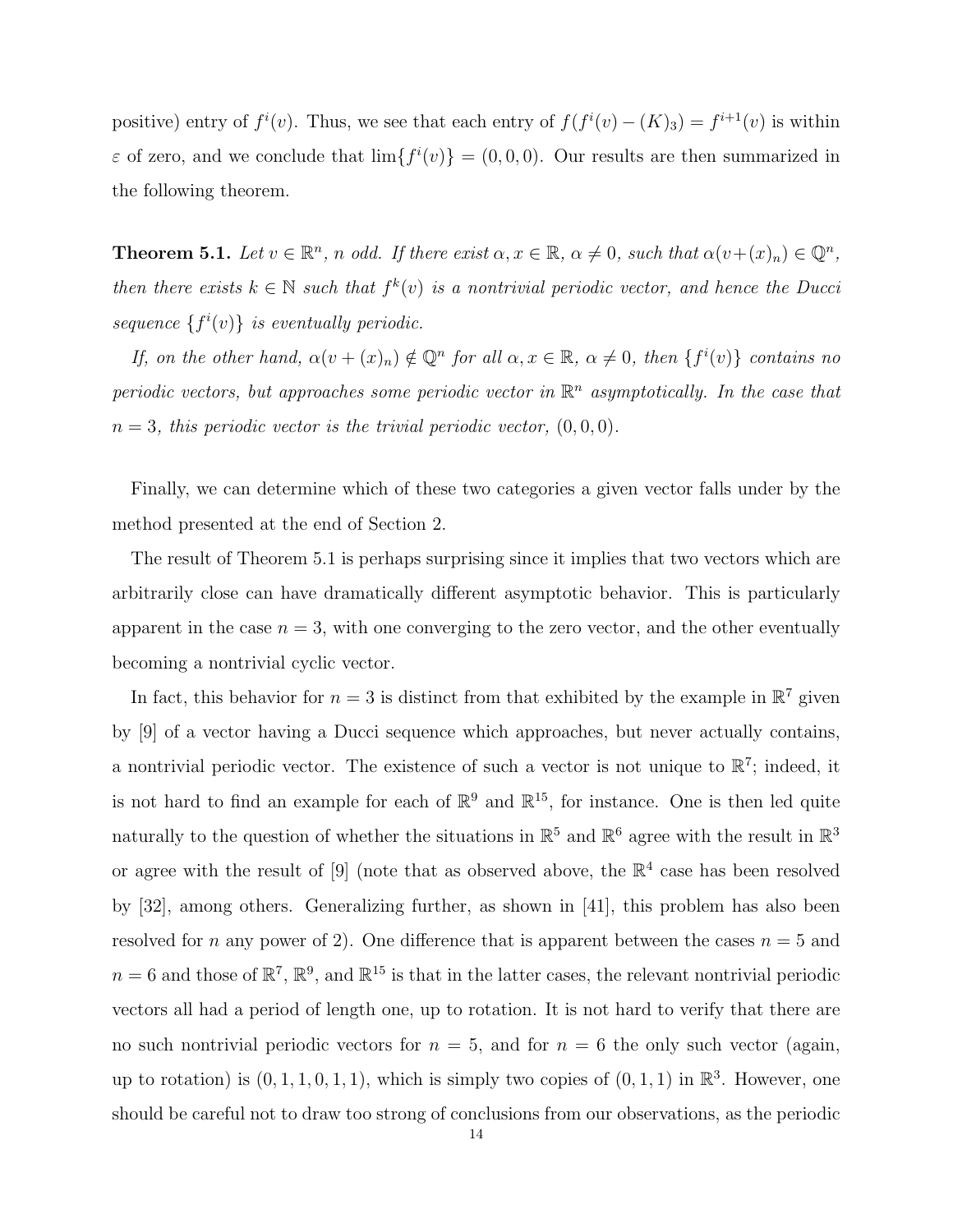positive) entry of $f^i(v)$. Thus, we see that each entry of $f(f^i(v) - (K)_3) = f^{i+1}(v)$ is within $\varepsilon$ of zero, and we conclude that $\lim\{f^i(v)\} = (0,0,0)$. Our results are then summarized in the following theorem.

**Theorem 5.1.** *Let $v \in \mathbb{R}^n$, $n$ odd. If there exist $\alpha, x \in \mathbb{R}$, $\alpha \neq 0$, such that $\alpha(v + (x)_n) \in \mathbb{Q}^n$, then there exists $k \in \mathbb{N}$ such that $f^k(v)$ is a nontrivial periodic vector, and hence the Ducci sequence $\{f^i(v)\}$ is eventually periodic.*

*If, on the other hand, $\alpha(v + (x)_n) \notin \mathbb{Q}^n$ for all $\alpha, x \in \mathbb{R}$, $\alpha \neq 0$, then $\{f^i(v)\}$ contains no periodic vectors, but approaches some periodic vector in $\mathbb{R}^n$ asymptotically. In the case that $n = 3$, this periodic vector is the trivial periodic vector, $(0,0,0)$.*

Finally, we can determine which of these two categories a given vector falls under by the method presented at the end of Section 2.

The result of Theorem 5.1 is perhaps surprising since it implies that two vectors which are arbitrarily close can have dramatically different asymptotic behavior. This is particularly apparent in the case $n = 3$, with one converging to the zero vector, and the other eventually becoming a nontrivial cyclic vector.

In fact, this behavior for $n = 3$ is distinct from that exhibited by the example in $\mathbb{R}^7$ given by [9] of a vector having a Ducci sequence which approaches, but never actually contains, a nontrivial periodic vector. The existence of such a vector is not unique to $\mathbb{R}^7$; indeed, it is not hard to find an example for each of $\mathbb{R}^9$ and $\mathbb{R}^{15}$, for instance. One is then led quite naturally to the question of whether the situations in $\mathbb{R}^5$ and $\mathbb{R}^6$ agree with the result in $\mathbb{R}^3$ or agree with the result of [9] (note that as observed above, the $\mathbb{R}^4$ case has been resolved by [32], among others. Generalizing further, as shown in [41], this problem has also been resolved for $n$ any power of 2). One difference that is apparent between the cases $n = 5$ and $n = 6$ and those of $\mathbb{R}^7$, $\mathbb{R}^9$, and $\mathbb{R}^{15}$ is that in the latter cases, the relevant nontrivial periodic vectors all had a period of length one, up to rotation. It is not hard to verify that there are no such nontrivial periodic vectors for $n = 5$, and for $n = 6$ the only such vector (again, up to rotation) is $(0,1,1,0,1,1)$, which is simply two copies of $(0,1,1)$ in $\mathbb{R}^3$. However, one should be careful not to draw too strong of conclusions from our observations, as the periodic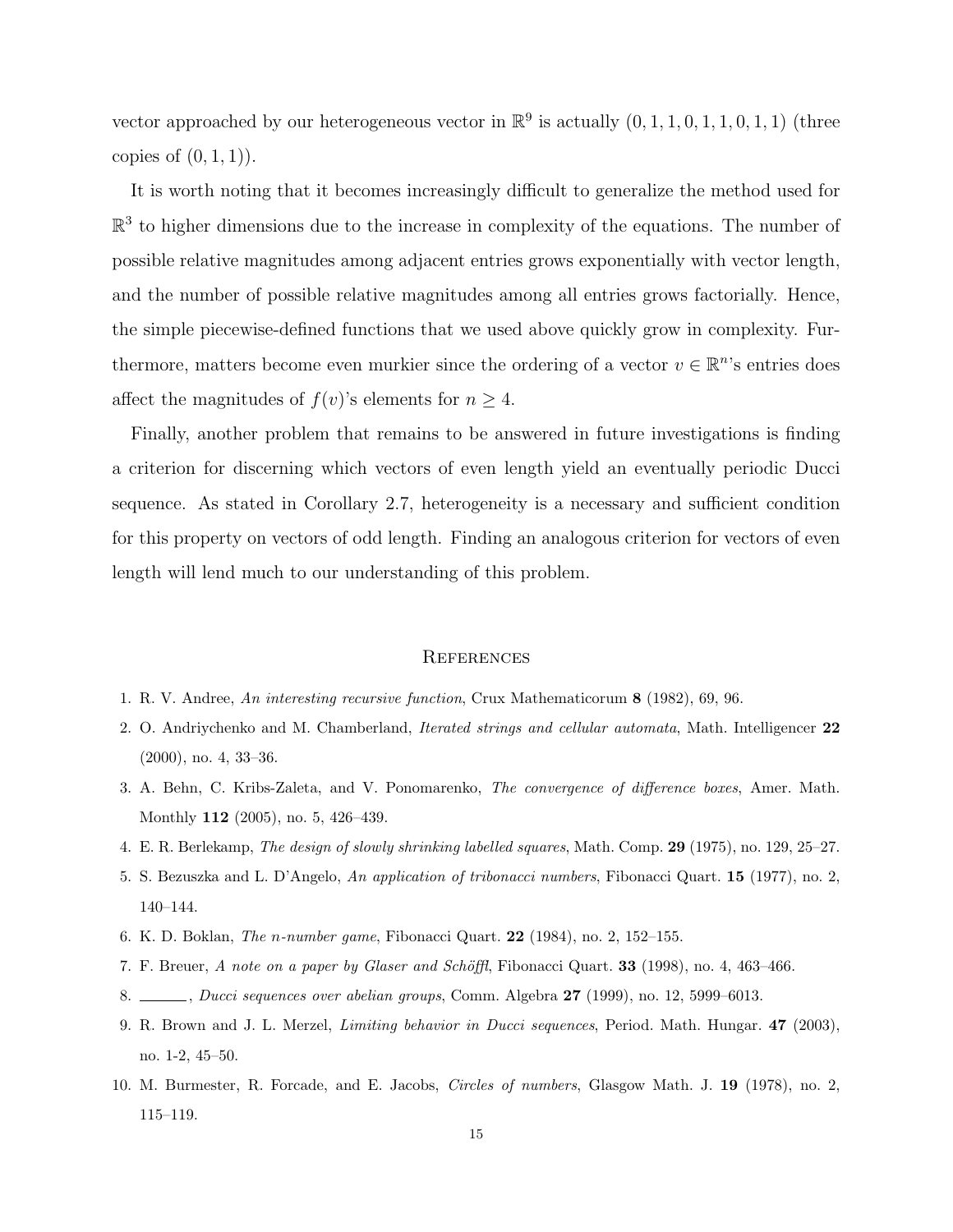vector approached by our heterogeneous vector in $\mathbb{R}^9$ is actually $(0,1,1,0,1,1,0,1,1)$ (three copies of $(0,1,1)$).

It is worth noting that it becomes increasingly difficult to generalize the method used for $\mathbb{R}^3$ to higher dimensions due to the increase in complexity of the equations. The number of possible relative magnitudes among adjacent entries grows exponentially with vector length, and the number of possible relative magnitudes among all entries grows factorially. Hence, the simple piecewise-defined functions that we used above quickly grow in complexity. Furthermore, matters become even murkier since the ordering of a vector $v \in \mathbb{R}^n$'s entries does affect the magnitudes of $f(v)$'s elements for $n \geq 4$.

Finally, another problem that remains to be answered in future investigations is finding a criterion for discerning which vectors of even length yield an eventually periodic Ducci sequence. As stated in Corollary 2.7, heterogeneity is a necessary and sufficient condition for this property on vectors of odd length. Finding an analogous criterion for vectors of even length will lend much to our understanding of this problem.

## References

1. R. V. Andree, *An interesting recursive function*, Crux Mathematicorum **8** (1982), 69, 96.
2. O. Andriychenko and M. Chamberland, *Iterated strings and cellular automata*, Math. Intelligencer **22** (2000), no. 4, 33–36.
3. A. Behn, C. Kribs-Zaleta, and V. Ponomarenko, *The convergence of difference boxes*, Amer. Math. Monthly **112** (2005), no. 5, 426–439.
4. E. R. Berlekamp, *The design of slowly shrinking labelled squares*, Math. Comp. **29** (1975), no. 129, 25–27.
5. S. Bezuszka and L. D'Angelo, *An application of tribonacci numbers*, Fibonacci Quart. **15** (1977), no. 2, 140–144.
6. K. D. Boklan, *The n-number game*, Fibonacci Quart. **22** (1984), no. 2, 152–155.
7. F. Breuer, *A note on a paper by Glaser and Schöffl*, Fibonacci Quart. **33** (1998), no. 4, 463–466.
8. ______, *Ducci sequences over abelian groups*, Comm. Algebra **27** (1999), no. 12, 5999–6013.
9. R. Brown and J. L. Merzel, *Limiting behavior in Ducci sequences*, Period. Math. Hungar. **47** (2003), no. 1-2, 45–50.
10. M. Burmester, R. Forcade, and E. Jacobs, *Circles of numbers*, Glasgow Math. J. **19** (1978), no. 2, 115–119.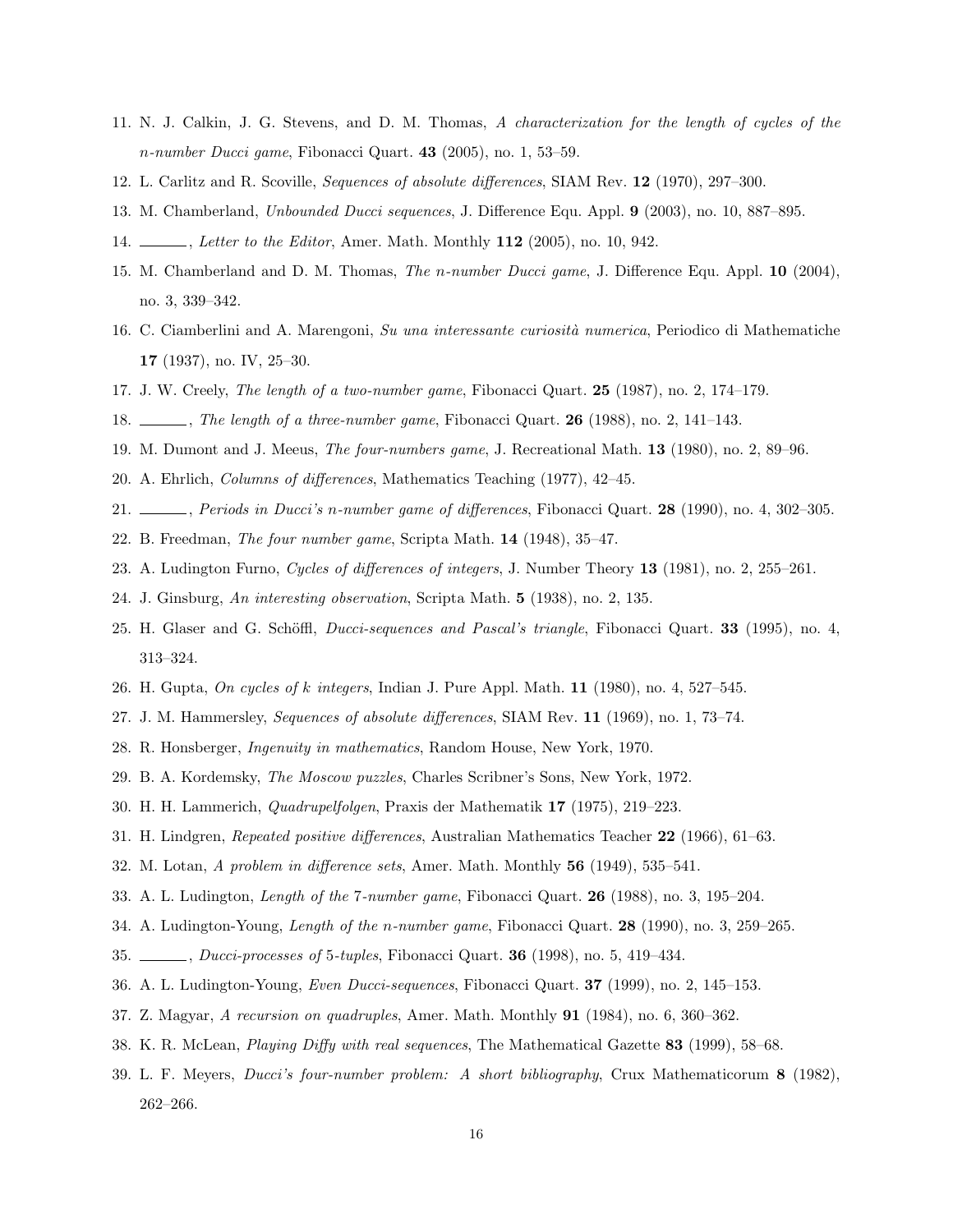11. N. J. Calkin, J. G. Stevens, and D. M. Thomas, *A characterization for the length of cycles of the n-number Ducci game*, Fibonacci Quart. **43** (2005), no. 1, 53–59.
12. L. Carlitz and R. Scoville, *Sequences of absolute differences*, SIAM Rev. **12** (1970), 297–300.
13. M. Chamberland, *Unbounded Ducci sequences*, J. Difference Equ. Appl. **9** (2003), no. 10, 887–895.
14. ______, *Letter to the Editor*, Amer. Math. Monthly **112** (2005), no. 10, 942.
15. M. Chamberland and D. M. Thomas, *The n-number Ducci game*, J. Difference Equ. Appl. **10** (2004), no. 3, 339–342.
16. C. Ciamberlini and A. Marengoni, *Su una interessante curiosità numerica*, Periodico di Mathematiche **17** (1937), no. IV, 25–30.
17. J. W. Creely, *The length of a two-number game*, Fibonacci Quart. **25** (1987), no. 2, 174–179.
18. ______, *The length of a three-number game*, Fibonacci Quart. **26** (1988), no. 2, 141–143.
19. M. Dumont and J. Meeus, *The four-numbers game*, J. Recreational Math. **13** (1980), no. 2, 89–96.
20. A. Ehrlich, *Columns of differences*, Mathematics Teaching (1977), 42–45.
21. ______, *Periods in Ducci's n-number game of differences*, Fibonacci Quart. **28** (1990), no. 4, 302–305.
22. B. Freedman, *The four number game*, Scripta Math. **14** (1948), 35–47.
23. A. Ludington Furno, *Cycles of differences of integers*, J. Number Theory **13** (1981), no. 2, 255–261.
24. J. Ginsburg, *An interesting observation*, Scripta Math. **5** (1938), no. 2, 135.
25. H. Glaser and G. Schöffl, *Ducci-sequences and Pascal's triangle*, Fibonacci Quart. **33** (1995), no. 4, 313–324.
26. H. Gupta, *On cycles of k integers*, Indian J. Pure Appl. Math. **11** (1980), no. 4, 527–545.
27. J. M. Hammersley, *Sequences of absolute differences*, SIAM Rev. **11** (1969), no. 1, 73–74.
28. R. Honsberger, *Ingenuity in mathematics*, Random House, New York, 1970.
29. B. A. Kordemsky, *The Moscow puzzles*, Charles Scribner's Sons, New York, 1972.
30. H. H. Lammerich, *Quadrupelfolgen*, Praxis der Mathematik **17** (1975), 219–223.
31. H. Lindgren, *Repeated positive differences*, Australian Mathematics Teacher **22** (1966), 61–63.
32. M. Lotan, *A problem in difference sets*, Amer. Math. Monthly **56** (1949), 535–541.
33. A. L. Ludington, *Length of the 7-number game*, Fibonacci Quart. **26** (1988), no. 3, 195–204.
34. A. Ludington-Young, *Length of the n-number game*, Fibonacci Quart. **28** (1990), no. 3, 259–265.
35. ______, *Ducci-processes of 5-tuples*, Fibonacci Quart. **36** (1998), no. 5, 419–434.
36. A. L. Ludington-Young, *Even Ducci-sequences*, Fibonacci Quart. **37** (1999), no. 2, 145–153.
37. Z. Magyar, *A recursion on quadruples*, Amer. Math. Monthly **91** (1984), no. 6, 360–362.
38. K. R. McLean, *Playing Diffy with real sequences*, The Mathematical Gazette **83** (1999), 58–68.
39. L. F. Meyers, *Ducci's four-number problem: A short bibliography*, Crux Mathematicorum **8** (1982), 262–266.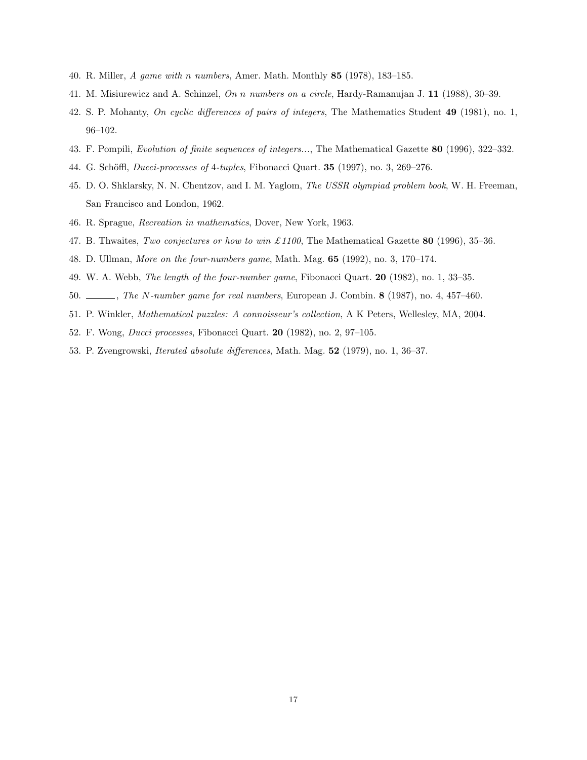40. R. Miller, *A game with n numbers*, Amer. Math. Monthly **85** (1978), 183–185.
41. M. Misiurewicz and A. Schinzel, *On n numbers on a circle*, Hardy-Ramanujan J. **11** (1988), 30–39.
42. S. P. Mohanty, *On cyclic differences of pairs of integers*, The Mathematics Student **49** (1981), no. 1, 96–102.
43. F. Pompili, *Evolution of finite sequences of integers...*, The Mathematical Gazette **80** (1996), 322–332.
44. G. Schöffl, *Ducci-processes of 4-tuples*, Fibonacci Quart. **35** (1997), no. 3, 269–276.
45. D. O. Shklarsky, N. N. Chentzov, and I. M. Yaglom, *The USSR olympiad problem book*, W. H. Freeman, San Francisco and London, 1962.
46. R. Sprague, *Recreation in mathematics*, Dover, New York, 1963.
47. B. Thwaites, *Two conjectures or how to win £1100*, The Mathematical Gazette **80** (1996), 35–36.
48. D. Ullman, *More on the four-numbers game*, Math. Mag. **65** (1992), no. 3, 170–174.
49. W. A. Webb, *The length of the four-number game*, Fibonacci Quart. **20** (1982), no. 1, 33–35.
50. ______, *The N-number game for real numbers*, European J. Combin. **8** (1987), no. 4, 457–460.
51. P. Winkler, *Mathematical puzzles: A connoisseur's collection*, A K Peters, Wellesley, MA, 2004.
52. F. Wong, *Ducci processes*, Fibonacci Quart. **20** (1982), no. 2, 97–105.
53. P. Zvengrowski, *Iterated absolute differences*, Math. Mag. **52** (1979), no. 1, 36–37.